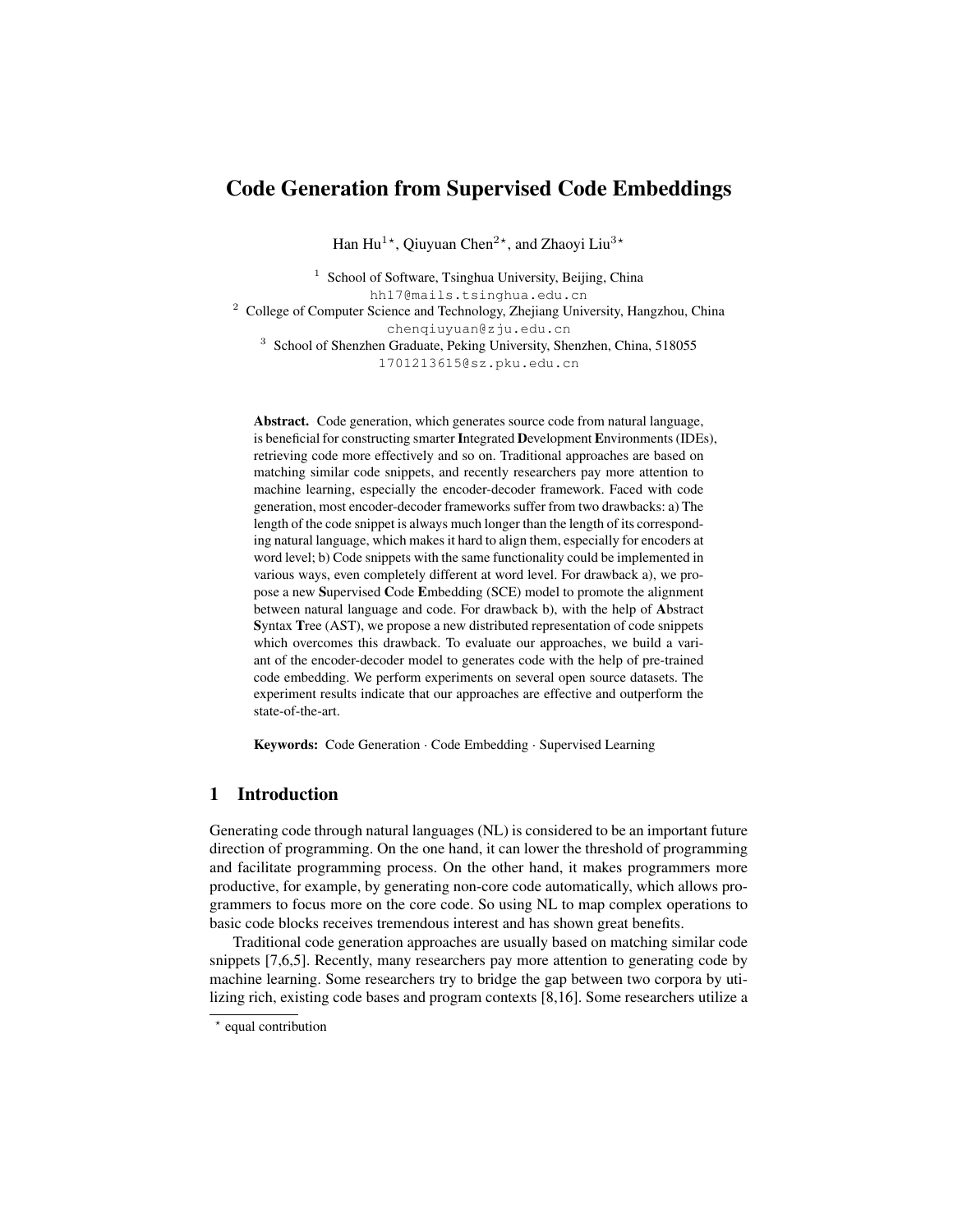# Code Generation from Supervised Code Embeddings

Han Hu[1⋆], Qiuyuan Chen[2⋆], and Zhaoyi Liu[3⋆]

[1] School of Software, Tsinghua University, Beijing, China
hh17@mails.tsinghua.edu.cn

[2] College of Computer Science and Technology, Zhejiang University, Hangzhou, China
chenqiuyuan@zju.edu.cn

[3] School of Shenzhen Graduate, Peking University, Shenzhen, China, 518055
1701213615@sz.pku.edu.cn

**Abstract.** Code generation, which generates source code from natural language, is beneficial for constructing smarter **I**ntegrated **D**evelopment **E**nvironments (IDEs), retrieving code more effectively and so on. Traditional approaches are based on matching similar code snippets, and recently researchers pay more attention to machine learning, especially the encoder-decoder framework. Faced with code generation, most encoder-decoder frameworks suffer from two drawbacks: a) The length of the code snippet is always much longer than the length of its corresponding natural language, which makes it hard to align them, especially for encoders at word level; b) Code snippets with the same functionality could be implemented in various ways, even completely different at word level. For drawback a), we propose a new **S**upervised **C**ode **E**mbedding (SCE) model to promote the alignment between natural language and code. For drawback b), with the help of **A**bstract **S**yntax **T**ree (AST), we propose a new distributed representation of code snippets which overcomes this drawback. To evaluate our approaches, we build a variant of the encoder-decoder model to generates code with the help of pre-trained code embedding. We perform experiments on several open source datasets. The experiment results indicate that our approaches are effective and outperform the state-of-the-art.

**Keywords:** Code Generation · Code Embedding · Supervised Learning

## 1 Introduction

Generating code through natural languages (NL) is considered to be an important future direction of programming. On the one hand, it can lower the threshold of programming and facilitate programming process. On the other hand, it makes programmers more productive, for example, by generating non-core code automatically, which allows programmers to focus more on the core code. So using NL to map complex operations to basic code blocks receives tremendous interest and has shown great benefits.

Traditional code generation approaches are usually based on matching similar code snippets [7,6,5]. Recently, many researchers pay more attention to generating code by machine learning. Some researchers try to bridge the gap between two corpora by utilizing rich, existing code bases and program contexts [8,16]. Some researchers utilize a

⋆ equal contribution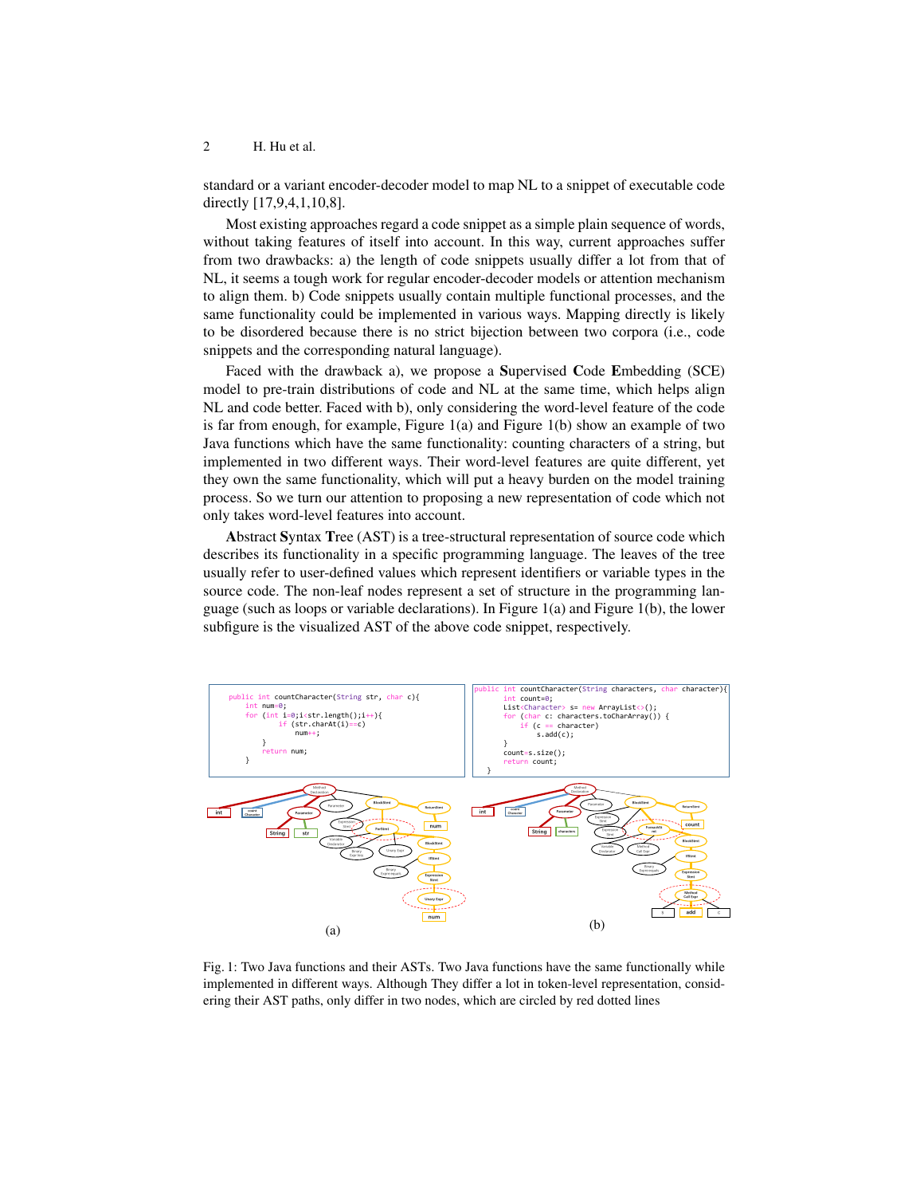standard or a variant encoder-decoder model to map NL to a snippet of executable code directly [17,9,4,1,10,8].

Most existing approaches regard a code snippet as a simple plain sequence of words, without taking features of itself into account. In this way, current approaches suffer from two drawbacks: a) the length of code snippets usually differ a lot from that of NL, it seems a tough work for regular encoder-decoder models or attention mechanism to align them. b) Code snippets usually contain multiple functional processes, and the same functionality could be implemented in various ways. Mapping directly is likely to be disordered because there is no strict bijection between two corpora (i.e., code snippets and the corresponding natural language).

Faced with the drawback a), we propose a **S**upervised **C**ode **E**mbedding (SCE) model to pre-train distributions of code and NL at the same time, which helps align NL and code better. Faced with b), only considering the word-level feature of the code is far from enough, for example, Figure 1(a) and Figure 1(b) show an example of two Java functions which have the same functionality: counting characters of a string, but implemented in two different ways. Their word-level features are quite different, yet they own the same functionality, which will put a heavy burden on the model training process. So we turn our attention to proposing a new representation of code which not only takes word-level features into account.

**A**bstract **S**yntax **T**ree (AST) is a tree-structural representation of source code which describes its functionality in a specific programming language. The leaves of the tree usually refer to user-defined values which represent identifiers or variable types in the source code. The non-leaf nodes represent a set of structure in the programming language (such as loops or variable declarations). In Figure 1(a) and Figure 1(b), the lower subfigure is the visualized AST of the above code snippet, respectively.

```java
public int countCharacter(String str, char c){
    int num=0;
    for (int i=0;i<str.length();i++){
        if (str.charAt(i)==c)
            num++;
    }
    return num;
}
```

```java
public int countCharacter(String characters, char character){
    int count=0;
    List<Character> s= new ArrayList<>();
    for (char c: characters.toCharArray()) {
        if (c == character)
            s.add(c);
    }
    count=s.size();
    return count;
}
```

(a)

(b)

Fig. 1: Two Java functions and their ASTs. Two Java functions have the same functionally while implemented in different ways. Although They differ a lot in token-level representation, considering their AST paths, only differ in two nodes, which are circled by red dotted lines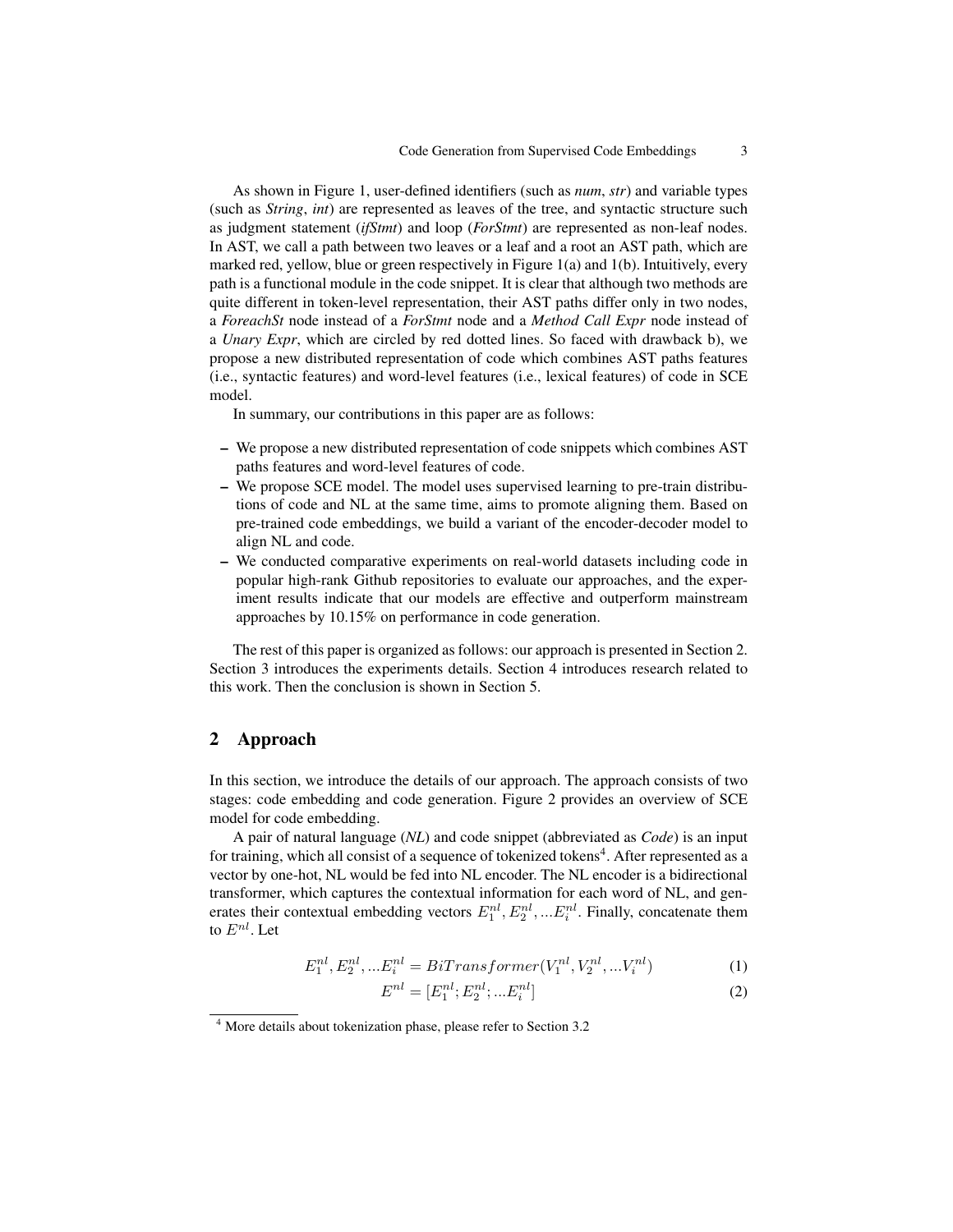As shown in Figure 1, user-defined identifiers (such as *num*, *str*) and variable types (such as *String*, *int*) are represented as leaves of the tree, and syntactic structure such as judgment statement (*ifStmt*) and loop (*ForStmt*) are represented as non-leaf nodes. In AST, we call a path between two leaves or a leaf and a root an AST path, which are marked red, yellow, blue or green respectively in Figure 1(a) and 1(b). Intuitively, every path is a functional module in the code snippet. It is clear that although two methods are quite different in token-level representation, their AST paths differ only in two nodes, a *ForeachSt* node instead of a *ForStmt* node and a *Method Call Expr* node instead of a *Unary Expr*, which are circled by red dotted lines. So faced with drawback b), we propose a new distributed representation of code which combines AST paths features (i.e., syntactic features) and word-level features (i.e., lexical features) of code in SCE model.

In summary, our contributions in this paper are as follows:

- We propose a new distributed representation of code snippets which combines AST paths features and word-level features of code.
- We propose SCE model. The model uses supervised learning to pre-train distributions of code and NL at the same time, aims to promote aligning them. Based on pre-trained code embeddings, we build a variant of the encoder-decoder model to align NL and code.
- We conducted comparative experiments on real-world datasets including code in popular high-rank Github repositories to evaluate our approaches, and the experiment results indicate that our models are effective and outperform mainstream approaches by 10.15% on performance in code generation.

The rest of this paper is organized as follows: our approach is presented in Section 2. Section 3 introduces the experiments details. Section 4 introduces research related to this work. Then the conclusion is shown in Section 5.

## 2 Approach

In this section, we introduce the details of our approach. The approach consists of two stages: code embedding and code generation. Figure 2 provides an overview of SCE model for code embedding.

A pair of natural language (*NL*) and code snippet (abbreviated as *Code*) is an input for training, which all consist of a sequence of tokenized tokens[4]. After represented as a vector by one-hot, NL would be fed into NL encoder. The NL encoder is a bidirectional transformer, which captures the contextual information for each word of NL, and generates their contextual embedding vectors $E_1^{nl}, E_2^{nl}, ...E_i^{nl}$. Finally, concatenate them to $E^{nl}$. Let

$$E_1^{nl}, E_2^{nl}, ...E_i^{nl} = BiTransformer(V_1^{nl}, V_2^{nl}, ...V_i^{nl}) \tag{1}$$

$$E^{nl} = [E_1^{nl}; E_2^{nl}; ...E_i^{nl}] \tag{2}$$

[4] More details about tokenization phase, please refer to Section 3.2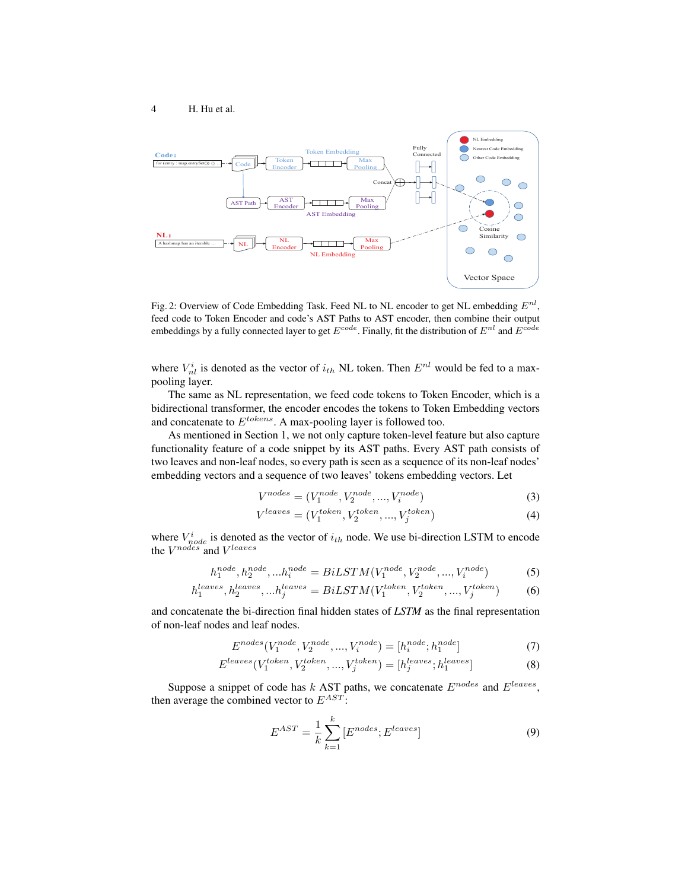Fig. 2: Overview of Code Embedding Task. Feed NL to NL encoder to get NL embedding $E^{nl}$, feed code to Token Encoder and code's AST Paths to AST encoder, then combine their output embeddings by a fully connected layer to get $E^{code}$. Finally, fit the distribution of $E^{nl}$ and $E^{code}$

where $V_{nl}^{i}$ is denoted as the vector of $i_{th}$ NL token. Then $E^{nl}$ would be fed to a max-pooling layer.

The same as NL representation, we feed code tokens to Token Encoder, which is a bidirectional transformer, the encoder encodes the tokens to Token Embedding vectors and concatenate to $E^{tokens}$. A max-pooling layer is followed too.

As mentioned in Section 1, we not only capture token-level feature but also capture functionality feature of a code snippet by its AST paths. Every AST path consists of two leaves and non-leaf nodes, so every path is seen as a sequence of its non-leaf nodes' embedding vectors and a sequence of two leaves' tokens embedding vectors. Let

$$V^{nodes} = (V_1^{node}, V_2^{node}, ..., V_i^{node}) \tag{3}$$

$$V^{leaves} = (V_1^{token}, V_2^{token}, ..., V_j^{token}) \tag{4}$$

where $V_{node}^{i}$ is denoted as the vector of $i_{th}$ node. We use bi-direction LSTM to encode the $V^{nodes}$ and $V^{leaves}$

$$h_1^{node}, h_2^{node}, ...h_i^{node} = BiLSTM(V_1^{node}, V_2^{node}, ..., V_i^{node}) \tag{5}$$

$$h_1^{leaves}, h_2^{leaves}, ...h_j^{leaves} = BiLSTM(V_1^{token}, V_2^{token}, ..., V_j^{token}) \tag{6}$$

and concatenate the bi-direction final hidden states of *LSTM* as the final representation of non-leaf nodes and leaf nodes.

$$E^{nodes}(V_1^{node}, V_2^{node}, ..., V_i^{node}) = [h_i^{node}; h_1^{node}] \tag{7}$$

$$E^{leaves}(V_1^{token}, V_2^{token}, ..., V_j^{token}) = [h_j^{leaves}; h_1^{leaves}] \tag{8}$$

Suppose a snippet of code has $k$ AST paths, we concatenate $E^{nodes}$ and $E^{leaves}$, then average the combined vector to $E^{AST}$:

$$E^{AST} = \frac{1}{k} \sum_{k=1}^{k} [E^{nodes}; E^{leaves}] \tag{9}$$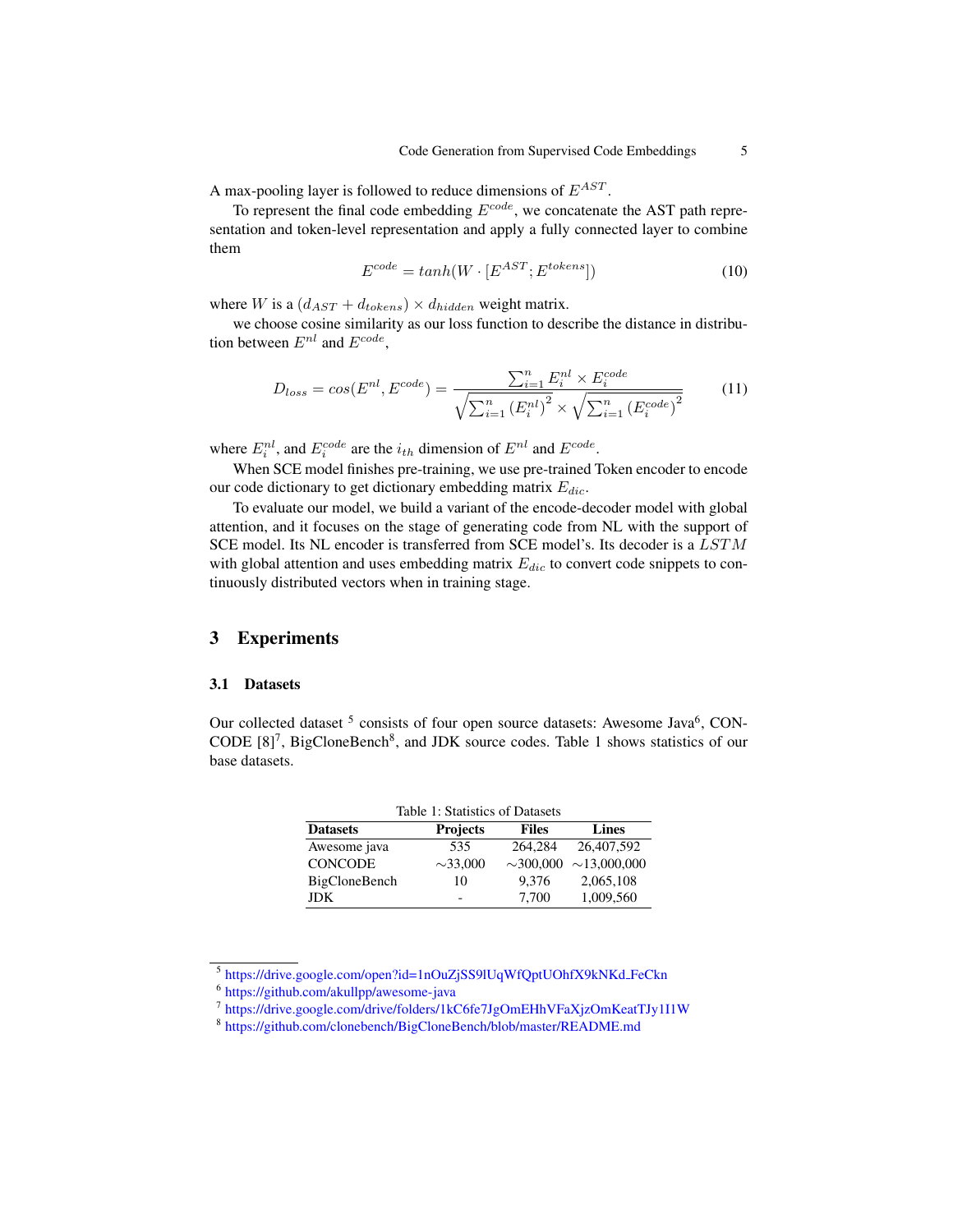A max-pooling layer is followed to reduce dimensions of $E^{AST}$.

To represent the final code embedding $E^{code}$, we concatenate the AST path representation and token-level representation and apply a fully connected layer to combine them

$$E^{code} = tanh(W \cdot [E^{AST}; E^{tokens}]) \tag{10}$$

where $W$ is a $(d_{AST} + d_{tokens}) \times d_{hidden}$ weight matrix.

we choose cosine similarity as our loss function to describe the distance in distribution between $E^{nl}$ and $E^{code}$,

$$D_{loss} = cos(E^{nl}, E^{code}) = \frac{\sum_{i=1}^{n} E_i^{nl} \times E_i^{code}}{\sqrt{\sum_{i=1}^{n} (E_i^{nl})^2} \times \sqrt{\sum_{i=1}^{n} (E_i^{code})^2}} \tag{11}$$

where $E_i^{nl}$, and $E_i^{code}$ are the $i_{th}$ dimension of $E^{nl}$ and $E^{code}$.

When SCE model finishes pre-training, we use pre-trained Token encoder to encode our code dictionary to get dictionary embedding matrix $E_{dic}$.

To evaluate our model, we build a variant of the encode-decoder model with global attention, and it focuses on the stage of generating code from NL with the support of SCE model. Its NL encoder is transferred from SCE model's. Its decoder is a $LSTM$ with global attention and uses embedding matrix $E_{dic}$ to convert code snippets to continuously distributed vectors when in training stage.

## 3 Experiments

### 3.1 Datasets

Our collected dataset [5] consists of four open source datasets: Awesome Java[6], CONCODE [8][7], BigCloneBench[8], and JDK source codes. Table 1 shows statistics of our base datasets.

Table 1: Statistics of Datasets

| Datasets | Projects | Files | Lines |
|---|---|---|---|
| Awesome java | 535 | 264,284 | 26,407,592 |
| CONCODE | ∼33,000 | ∼300,000 | ∼13,000,000 |
| BigCloneBench | 10 | 9,376 | 2,065,108 |
| JDK | - | 7,700 | 1,009,560 |

[5] https://drive.google.com/open?id=1nOuZjSS9lUqWfQptUOhfX9kNKd_FeCkn

[6] https://github.com/akullpp/awesome-java

[7] https://drive.google.com/drive/folders/1kC6fe7JgOmEHhVFaXjzOmKeatTJy1I1W

[8] https://github.com/clonebench/BigCloneBench/blob/master/README.md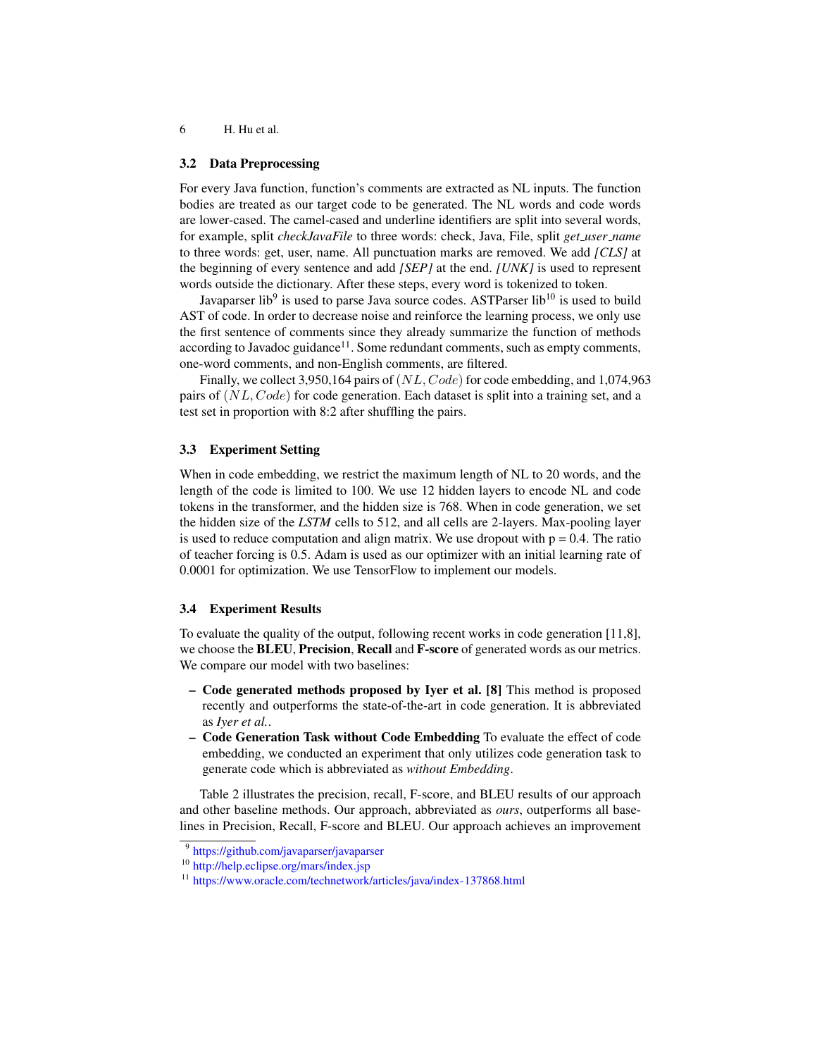### 3.2 Data Preprocessing

For every Java function, function's comments are extracted as NL inputs. The function bodies are treated as our target code to be generated. The NL words and code words are lower-cased. The camel-cased and underline identifiers are split into several words, for example, split *checkJavaFile* to three words: check, Java, File, split *get_user_name* to three words: get, user, name. All punctuation marks are removed. We add *[CLS]* at the beginning of every sentence and add *[SEP]* at the end. *[UNK]* is used to represent words outside the dictionary. After these steps, every word is tokenized to token.

Javaparser lib[9] is used to parse Java source codes. ASTParser lib[10] is used to build AST of code. In order to decrease noise and reinforce the learning process, we only use the first sentence of comments since they already summarize the function of methods according to Javadoc guidance[11]. Some redundant comments, such as empty comments, one-word comments, and non-English comments, are filtered.

Finally, we collect 3,950,164 pairs of $(NL, Code)$ for code embedding, and 1,074,963 pairs of $(NL, Code)$ for code generation. Each dataset is split into a training set, and a test set in proportion with 8:2 after shuffling the pairs.

### 3.3 Experiment Setting

When in code embedding, we restrict the maximum length of NL to 20 words, and the length of the code is limited to 100. We use 12 hidden layers to encode NL and code tokens in the transformer, and the hidden size is 768. When in code generation, we set the hidden size of the *LSTM* cells to 512, and all cells are 2-layers. Max-pooling layer is used to reduce computation and align matrix. We use dropout with p = 0.4. The ratio of teacher forcing is 0.5. Adam is used as our optimizer with an initial learning rate of 0.0001 for optimization. We use TensorFlow to implement our models.

### 3.4 Experiment Results

To evaluate the quality of the output, following recent works in code generation [11,8], we choose the **BLEU**, **Precision**, **Recall** and **F-score** of generated words as our metrics. We compare our model with two baselines:

- **Code generated methods proposed by Iyer et al. [8]** This method is proposed recently and outperforms the state-of-the-art in code generation. It is abbreviated as *Iyer et al.*.
- **Code Generation Task without Code Embedding** To evaluate the effect of code embedding, we conducted an experiment that only utilizes code generation task to generate code which is abbreviated as *without Embedding*.

Table 2 illustrates the precision, recall, F-score, and BLEU results of our approach and other baseline methods. Our approach, abbreviated as *ours*, outperforms all baselines in Precision, Recall, F-score and BLEU. Our approach achieves an improvement

[9] https://github.com/javaparser/javaparser

[10] http://help.eclipse.org/mars/index.jsp

[11] https://www.oracle.com/technetwork/articles/java/index-137868.html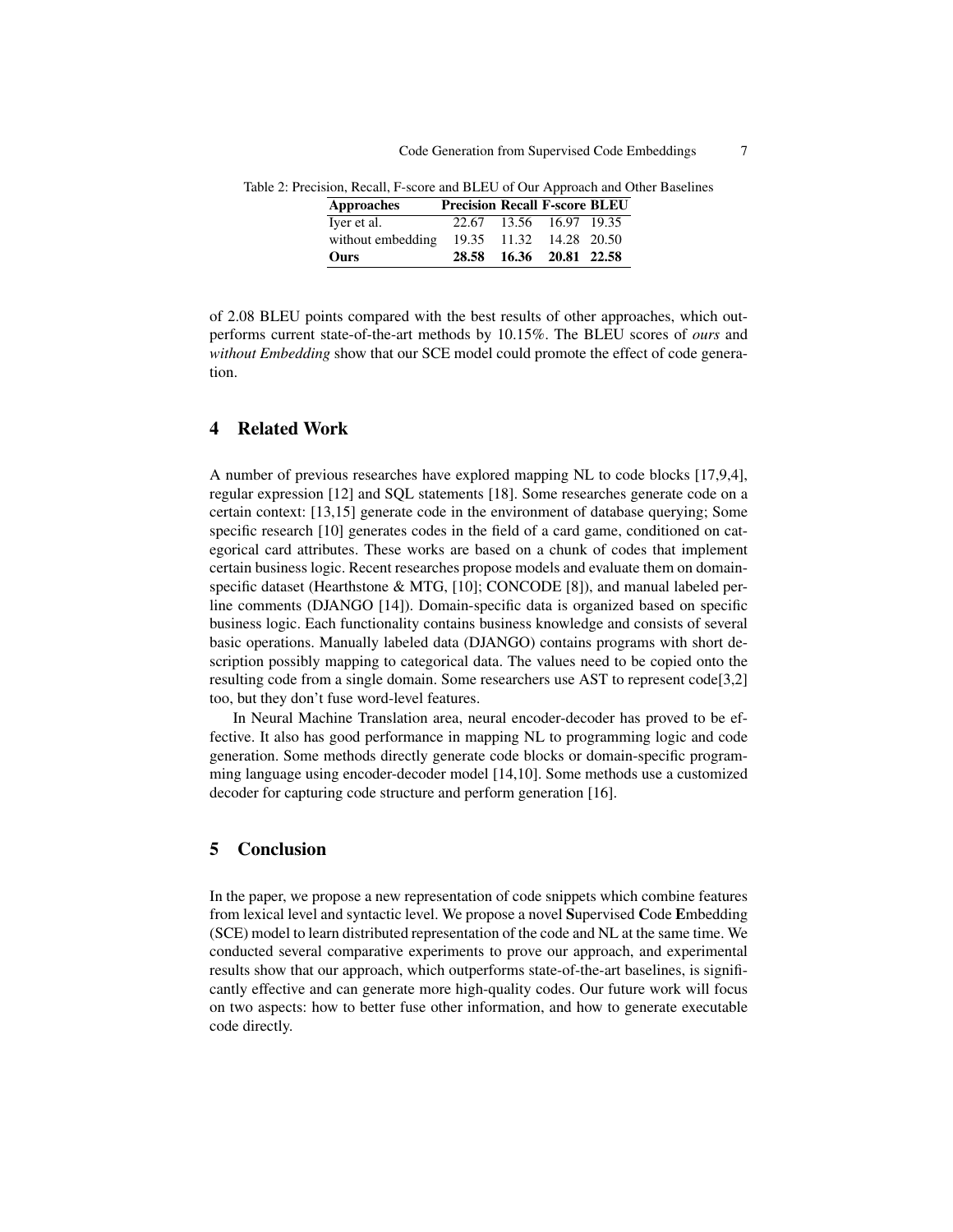Table 2: Precision, Recall, F-score and BLEU of Our Approach and Other Baselines

| Approaches | Precision | Recall | F-score | BLEU |
|---|---|---|---|---|
| Iyer et al. | 22.67 | 13.56 | 16.97 | 19.35 |
| without embedding | 19.35 | 11.32 | 14.28 | 20.50 |
| **Ours** | **28.58** | **16.36** | **20.81** | **22.58** |

of 2.08 BLEU points compared with the best results of other approaches, which outperforms current state-of-the-art methods by 10.15%. The BLEU scores of *ours* and *without Embedding* show that our SCE model could promote the effect of code generation.

## 4 Related Work

A number of previous researches have explored mapping NL to code blocks [17,9,4], regular expression [12] and SQL statements [18]. Some researches generate code on a certain context: [13,15] generate code in the environment of database querying; Some specific research [10] generates codes in the field of a card game, conditioned on categorical card attributes. These works are based on a chunk of codes that implement certain business logic. Recent researches propose models and evaluate them on domain-specific dataset (Hearthstone & MTG, [10]; CONCODE [8]), and manual labeled per-line comments (DJANGO [14]). Domain-specific data is organized based on specific business logic. Each functionality contains business knowledge and consists of several basic operations. Manually labeled data (DJANGO) contains programs with short description possibly mapping to categorical data. The values need to be copied onto the resulting code from a single domain. Some researchers use AST to represent code[3,2] too, but they don't fuse word-level features.

In Neural Machine Translation area, neural encoder-decoder has proved to be effective. It also has good performance in mapping NL to programming logic and code generation. Some methods directly generate code blocks or domain-specific programming language using encoder-decoder model [14,10]. Some methods use a customized decoder for capturing code structure and perform generation [16].

## 5 Conclusion

In the paper, we propose a new representation of code snippets which combine features from lexical level and syntactic level. We propose a novel **S**upervised **C**ode **E**mbedding (SCE) model to learn distributed representation of the code and NL at the same time. We conducted several comparative experiments to prove our approach, and experimental results show that our approach, which outperforms state-of-the-art baselines, is significantly effective and can generate more high-quality codes. Our future work will focus on two aspects: how to better fuse other information, and how to generate executable code directly.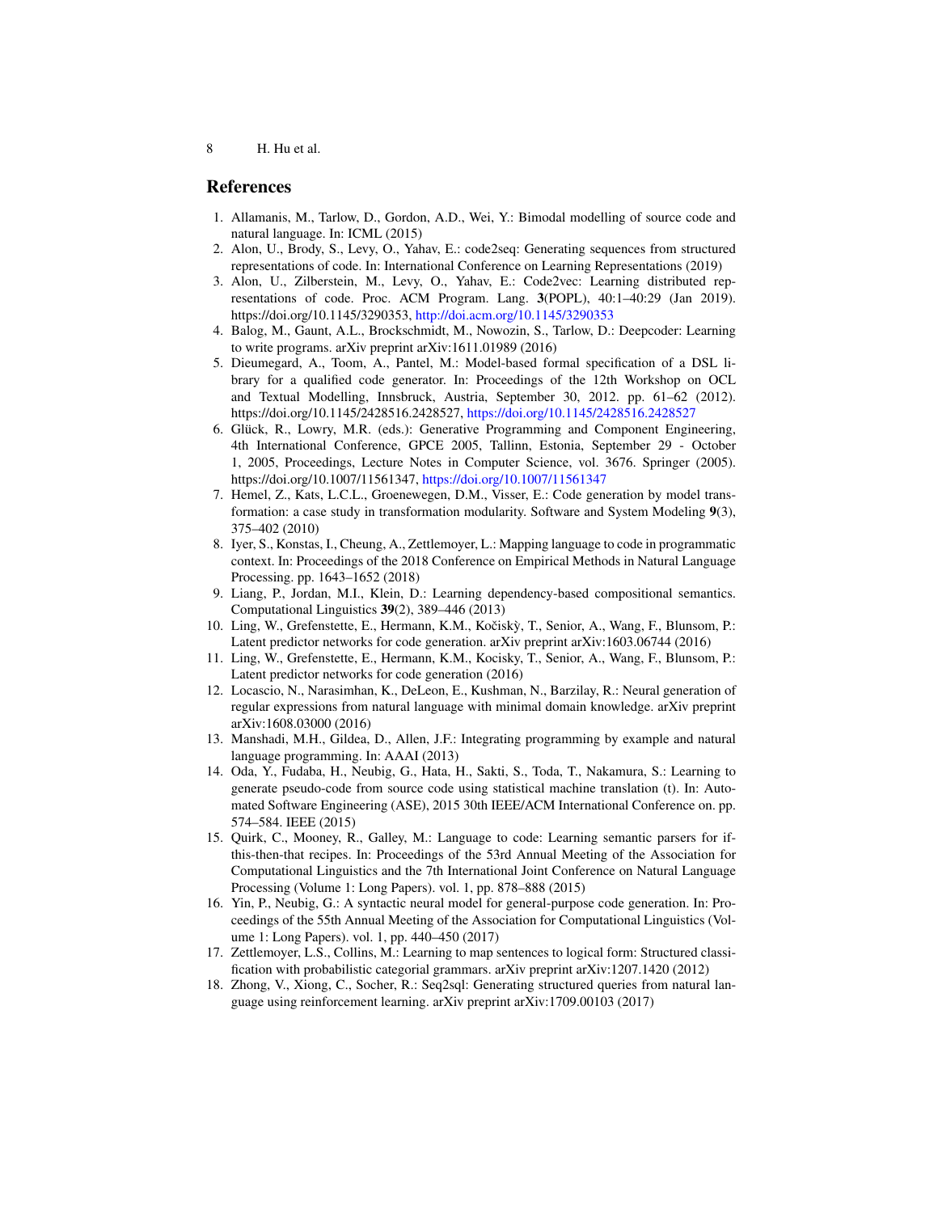## References

1. Allamanis, M., Tarlow, D., Gordon, A.D., Wei, Y.: Bimodal modelling of source code and natural language. In: ICML (2015)
2. Alon, U., Brody, S., Levy, O., Yahav, E.: code2seq: Generating sequences from structured representations of code. In: International Conference on Learning Representations (2019)
3. Alon, U., Zilberstein, M., Levy, O., Yahav, E.: Code2vec: Learning distributed representations of code. Proc. ACM Program. Lang. **3**(POPL), 40:1–40:29 (Jan 2019). https://doi.org/10.1145/3290353, http://doi.acm.org/10.1145/3290353
4. Balog, M., Gaunt, A.L., Brockschmidt, M., Nowozin, S., Tarlow, D.: Deepcoder: Learning to write programs. arXiv preprint arXiv:1611.01989 (2016)
5. Dieumegard, A., Toom, A., Pantel, M.: Model-based formal specification of a DSL library for a qualified code generator. In: Proceedings of the 12th Workshop on OCL and Textual Modelling, Innsbruck, Austria, September 30, 2012. pp. 61–62 (2012). https://doi.org/10.1145/2428516.2428527, https://doi.org/10.1145/2428516.2428527
6. Glück, R., Lowry, M.R. (eds.): Generative Programming and Component Engineering, 4th International Conference, GPCE 2005, Tallinn, Estonia, September 29 - October 1, 2005, Proceedings, Lecture Notes in Computer Science, vol. 3676. Springer (2005). https://doi.org/10.1007/11561347, https://doi.org/10.1007/11561347
7. Hemel, Z., Kats, L.C.L., Groenewegen, D.M., Visser, E.: Code generation by model transformation: a case study in transformation modularity. Software and System Modeling **9**(3), 375–402 (2010)
8. Iyer, S., Konstas, I., Cheung, A., Zettlemoyer, L.: Mapping language to code in programmatic context. In: Proceedings of the 2018 Conference on Empirical Methods in Natural Language Processing. pp. 1643–1652 (2018)
9. Liang, P., Jordan, M.I., Klein, D.: Learning dependency-based compositional semantics. Computational Linguistics **39**(2), 389–446 (2013)
10. Ling, W., Grefenstette, E., Hermann, K.M., Kočiskỳ, T., Senior, A., Wang, F., Blunsom, P.: Latent predictor networks for code generation. arXiv preprint arXiv:1603.06744 (2016)
11. Ling, W., Grefenstette, E., Hermann, K.M., Kocisky, T., Senior, A., Wang, F., Blunsom, P.: Latent predictor networks for code generation (2016)
12. Locascio, N., Narasimhan, K., DeLeon, E., Kushman, N., Barzilay, R.: Neural generation of regular expressions from natural language with minimal domain knowledge. arXiv preprint arXiv:1608.03000 (2016)
13. Manshadi, M.H., Gildea, D., Allen, J.F.: Integrating programming by example and natural language programming. In: AAAI (2013)
14. Oda, Y., Fudaba, H., Neubig, G., Hata, H., Sakti, S., Toda, T., Nakamura, S.: Learning to generate pseudo-code from source code using statistical machine translation (t). In: Automated Software Engineering (ASE), 2015 30th IEEE/ACM International Conference on. pp. 574–584. IEEE (2015)
15. Quirk, C., Mooney, R., Galley, M.: Language to code: Learning semantic parsers for if-this-then-that recipes. In: Proceedings of the 53rd Annual Meeting of the Association for Computational Linguistics and the 7th International Joint Conference on Natural Language Processing (Volume 1: Long Papers). vol. 1, pp. 878–888 (2015)
16. Yin, P., Neubig, G.: A syntactic neural model for general-purpose code generation. In: Proceedings of the 55th Annual Meeting of the Association for Computational Linguistics (Volume 1: Long Papers). vol. 1, pp. 440–450 (2017)
17. Zettlemoyer, L.S., Collins, M.: Learning to map sentences to logical form: Structured classification with probabilistic categorial grammars. arXiv preprint arXiv:1207.1420 (2012)
18. Zhong, V., Xiong, C., Socher, R.: Seq2sql: Generating structured queries from natural language using reinforcement learning. arXiv preprint arXiv:1709.00103 (2017)